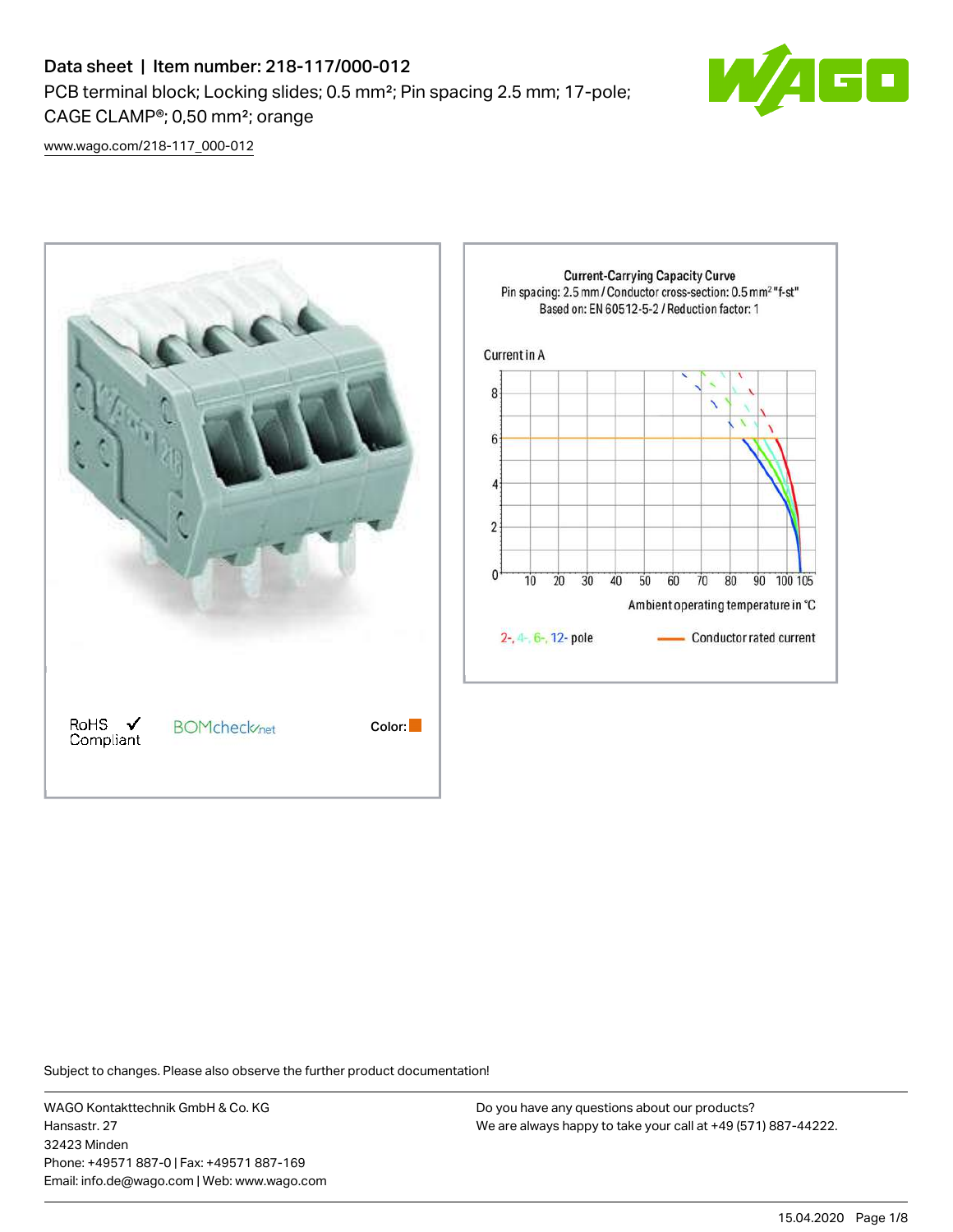# Data sheet | Item number: 218-117/000-012

PCB terminal block; Locking slides; 0.5 mm²; Pin spacing 2.5 mm; 17-pole; CAGE CLAMP®; 0,50 mm²; orange

www.wago.com/218-117_000-012

**Current-Carrying Capacity Curve**
Pin spacing: 2.5 mm / Conductor cross-section: 0.5 mm² "f-st"
Based on: EN 60512-5-2 / Reduction factor: 1

Current in A

Ambient operating temperature in °C

2-, 4-, 6-, 12- pole — Conductor rated current

RoHS Compliant ✓ BOMcheck.net Color:

Subject to changes. Please also observe the further product documentation!

WAGO Kontakttechnik GmbH & Co. KG
Hansastr. 27
32423 Minden
Phone: +49571 887-0 | Fax: +49571 887-169
Email: info.de@wago.com | Web: www.wago.com

Do you have any questions about our products?
We are always happy to take your call at +49 (571) 887-44222.

15.04.2020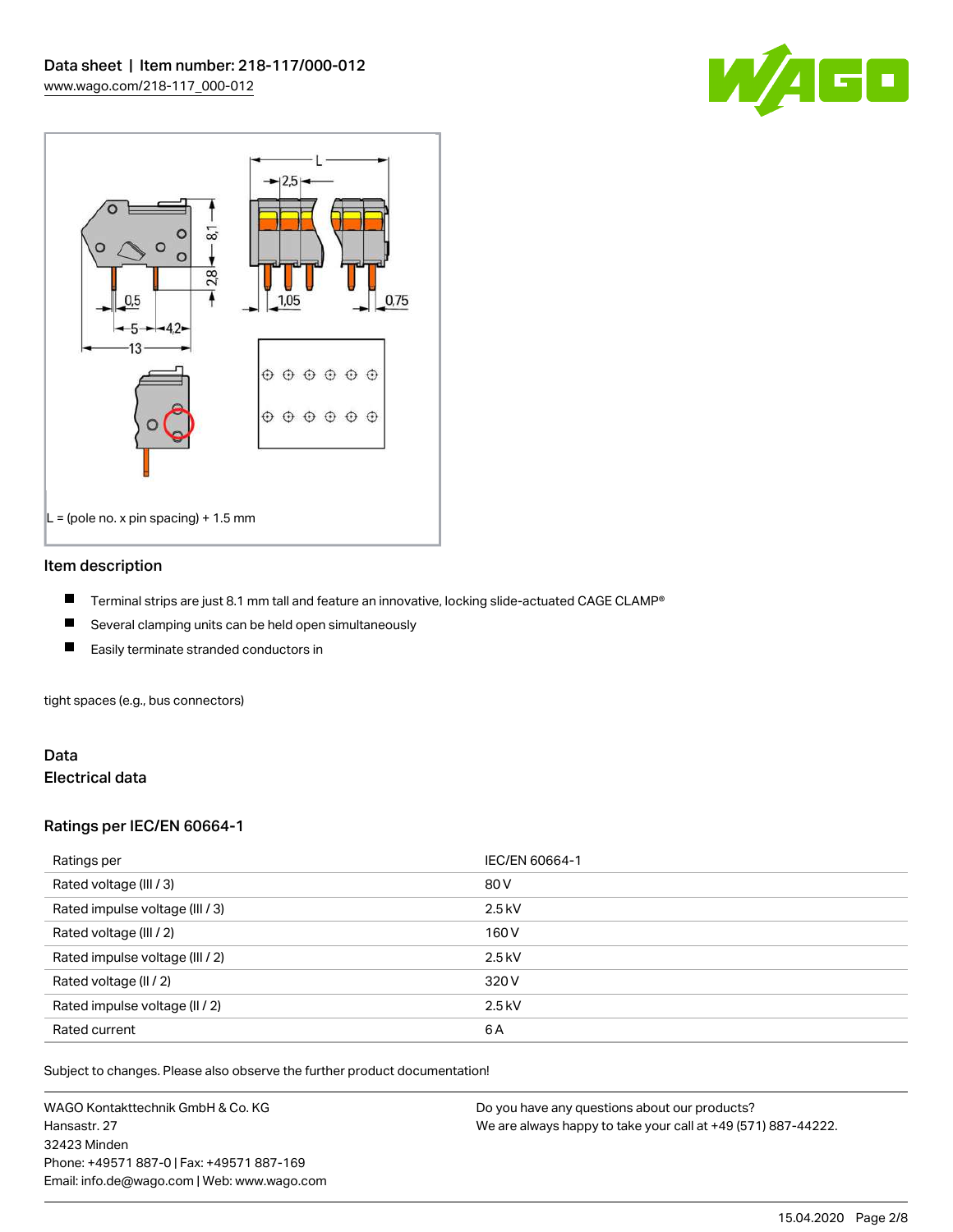L = (pole no. x pin spacing) + 1.5 mm

## Item description

- Terminal strips are just 8.1 mm tall and feature an innovative, locking slide-actuated CAGE CLAMP®
- Several clamping units can be held open simultaneously
- Easily terminate stranded conductors in

tight spaces (e.g., bus connectors)

## Data

### Electrical data

### Ratings per IEC/EN 60664-1

| Ratings per | IEC/EN 60664-1 |
|---|---|
| Rated voltage (III / 3) | 80 V |
| Rated impulse voltage (III / 3) | 2.5 kV |
| Rated voltage (III / 2) | 160 V |
| Rated impulse voltage (III / 2) | 2.5 kV |
| Rated voltage (II / 2) | 320 V |
| Rated impulse voltage (II / 2) | 2.5 kV |
| Rated current | 6 A |

Subject to changes. Please also observe the further product documentation!

WAGO Kontakttechnik GmbH & Co. KG
Hansastr. 27
32423 Minden
Phone: +49571 887-0 | Fax: +49571 887-169
Email: info.de@wago.com | Web: www.wago.com

Do you have any questions about our products?
We are always happy to take your call at +49 (571) 887-44222.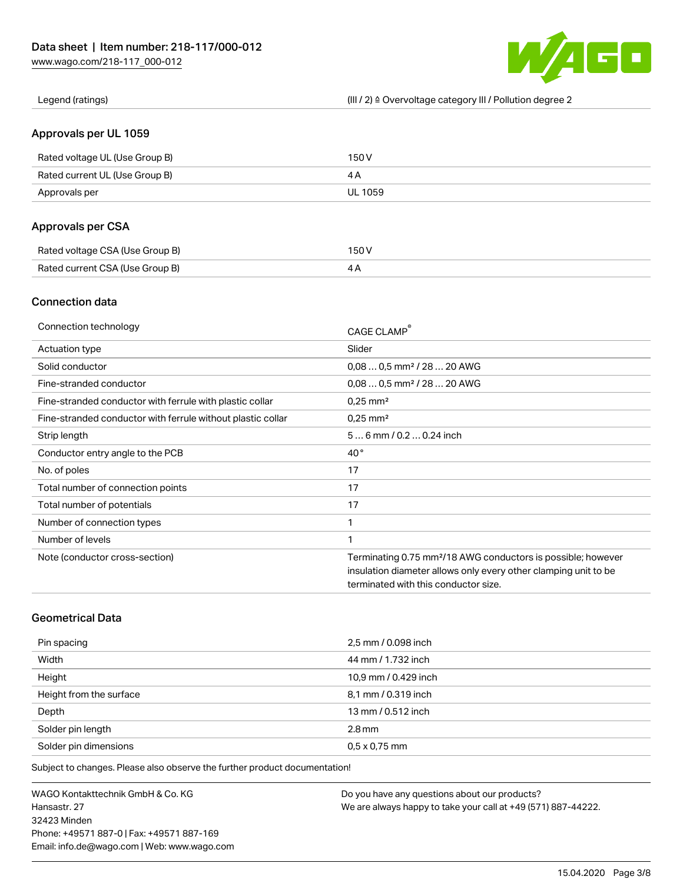| Legend (ratings) | (III / 2) ≙ Overvoltage category III / Pollution degree 2 |
| --- | --- |

## Approvals per UL 1059

| Rated voltage UL (Use Group B) | 150 V |
| --- | --- |
| Rated current UL (Use Group B) | 4 A |
| Approvals per | UL 1059 |

## Approvals per CSA

| Rated voltage CSA (Use Group B) | 150 V |
| --- | --- |
| Rated current CSA (Use Group B) | 4 A |

## Connection data

| Connection technology | CAGE CLAMP® |
| --- | --- |
| Actuation type | Slider |
| Solid conductor | 0,08 … 0,5 mm² / 28 … 20 AWG |
| Fine-stranded conductor | 0,08 … 0,5 mm² / 28 … 20 AWG |
| Fine-stranded conductor with ferrule with plastic collar | 0,25 mm² |
| Fine-stranded conductor with ferrule without plastic collar | 0,25 mm² |
| Strip length | 5 … 6 mm / 0.2 … 0.24 inch |
| Conductor entry angle to the PCB | 40 ° |
| No. of poles | 17 |
| Total number of connection points | 17 |
| Total number of potentials | 17 |
| Number of connection types | 1 |
| Number of levels | 1 |
| Note (conductor cross-section) | Terminating 0.75 mm²/18 AWG conductors is possible; however insulation diameter allows only every other clamping unit to be terminated with this conductor size. |

## Geometrical Data

| Pin spacing | 2,5 mm / 0.098 inch |
| --- | --- |
| Width | 44 mm / 1.732 inch |
| Height | 10,9 mm / 0.429 inch |
| Height from the surface | 8,1 mm / 0.319 inch |
| Depth | 13 mm / 0.512 inch |
| Solder pin length | 2.8 mm |
| Solder pin dimensions | 0,5 x 0,75 mm |

Subject to changes. Please also observe the further product documentation!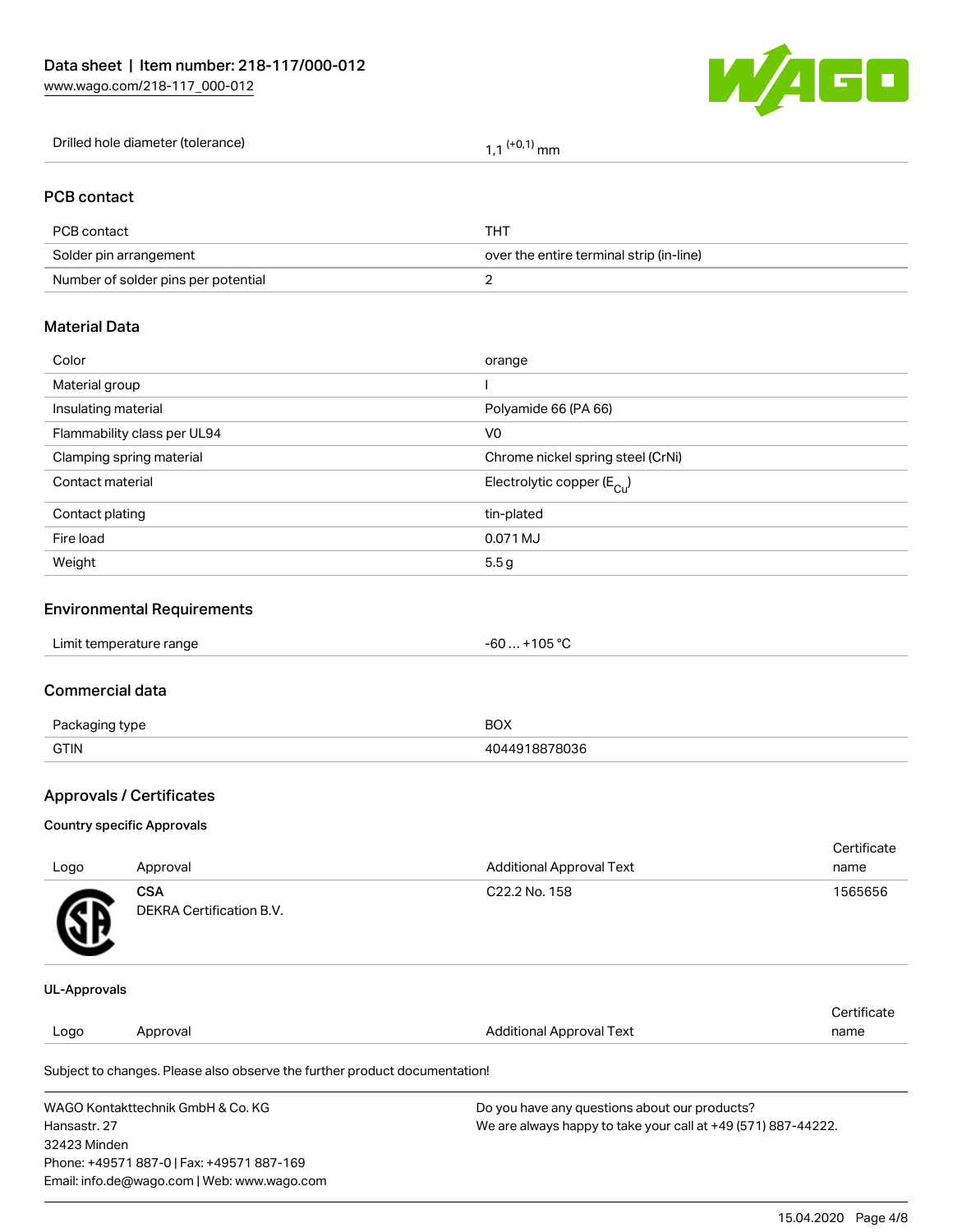| Drilled hole diameter (tolerance) | 1,1 $^{(+0,1)}$ mm |
| --- | --- |

## PCB contact

| PCB contact | THT |
| --- | --- |
| Solder pin arrangement | over the entire terminal strip (in-line) |
| Number of solder pins per potential | 2 |

## Material Data

| Color | orange |
| --- | --- |
| Material group | I |
| Insulating material | Polyamide 66 (PA 66) |
| Flammability class per UL94 | V0 |
| Clamping spring material | Chrome nickel spring steel (CrNi) |
| Contact material | Electrolytic copper ($E_{Cu}$) |
| Contact plating | tin-plated |
| Fire load | 0.071 MJ |
| Weight | 5.5 g |

## Environmental Requirements

| Limit temperature range | -60 … +105 °C |
| --- | --- |

## Commercial data

| Packaging type | BOX |
| --- | --- |
| GTIN | 4044918878036 |

## Approvals / Certificates

### Country specific Approvals

| Logo | Approval | Additional Approval Text | Certificate name |
| --- | --- | --- | --- |
| | **CSA** DEKRA Certification B.V. | C22.2 No. 158 | 1565656 |

### UL-Approvals

| Logo | Approval | Additional Approval Text | Certificate name |
| --- | --- | --- | --- |

Subject to changes. Please also observe the further product documentation!

WAGO Kontakttechnik GmbH & Co. KG
Hansastr. 27
32423 Minden
Phone: +49571 887-0 | Fax: +49571 887-169
Email: info.de@wago.com | Web: www.wago.com

Do you have any questions about our products?
We are always happy to take your call at +49 (571) 887-44222.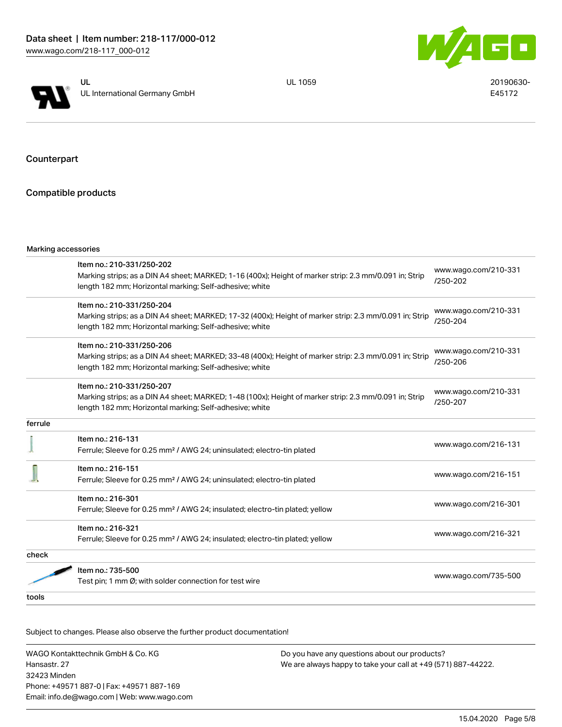| | UL<br>UL International Germany GmbH | UL 1059 | 20190630-E45172 |
|---|---|---|---|

## Counterpart

## Compatible products

| Marking accessories | | |
|---|---|---|
| | Item no.: 210-331/250-202<br>Marking strips; as a DIN A4 sheet; MARKED; 1-16 (400x); Height of marker strip: 2.3 mm/0.091 in; Strip length 182 mm; Horizontal marking; Self-adhesive; white | www.wago.com/210-331/250-202 |
| | Item no.: 210-331/250-204<br>Marking strips; as a DIN A4 sheet; MARKED; 17-32 (400x); Height of marker strip: 2.3 mm/0.091 in; Strip length 182 mm; Horizontal marking; Self-adhesive; white | www.wago.com/210-331/250-204 |
| | Item no.: 210-331/250-206<br>Marking strips; as a DIN A4 sheet; MARKED; 33-48 (400x); Height of marker strip: 2.3 mm/0.091 in; Strip length 182 mm; Horizontal marking; Self-adhesive; white | www.wago.com/210-331/250-206 |
| | Item no.: 210-331/250-207<br>Marking strips; as a DIN A4 sheet; MARKED; 1-48 (100x); Height of marker strip: 2.3 mm/0.091 in; Strip length 182 mm; Horizontal marking; Self-adhesive; white | www.wago.com/210-331/250-207 |
| **ferrule** | | |
| | Item no.: 216-131<br>Ferrule; Sleeve for 0.25 mm² / AWG 24; uninsulated; electro-tin plated | www.wago.com/216-131 |
| | Item no.: 216-151<br>Ferrule; Sleeve for 0.25 mm² / AWG 24; uninsulated; electro-tin plated | www.wago.com/216-151 |
| | Item no.: 216-301<br>Ferrule; Sleeve for 0.25 mm² / AWG 24; insulated; electro-tin plated; yellow | www.wago.com/216-301 |
| | Item no.: 216-321<br>Ferrule; Sleeve for 0.25 mm² / AWG 24; insulated; electro-tin plated; yellow | www.wago.com/216-321 |
| **check** | | |
| | Item no.: 735-500<br>Test pin; 1 mm Ø; with solder connection for test wire | www.wago.com/735-500 |
| **tools** | | |

Subject to changes. Please also observe the further product documentation!

WAGO Kontakttechnik GmbH & Co. KG
Hansastr. 27
32423 Minden
Phone: +49571 887-0 | Fax: +49571 887-169
Email: info.de@wago.com | Web: www.wago.com

Do you have any questions about our products?
We are always happy to take your call at +49 (571) 887-44222.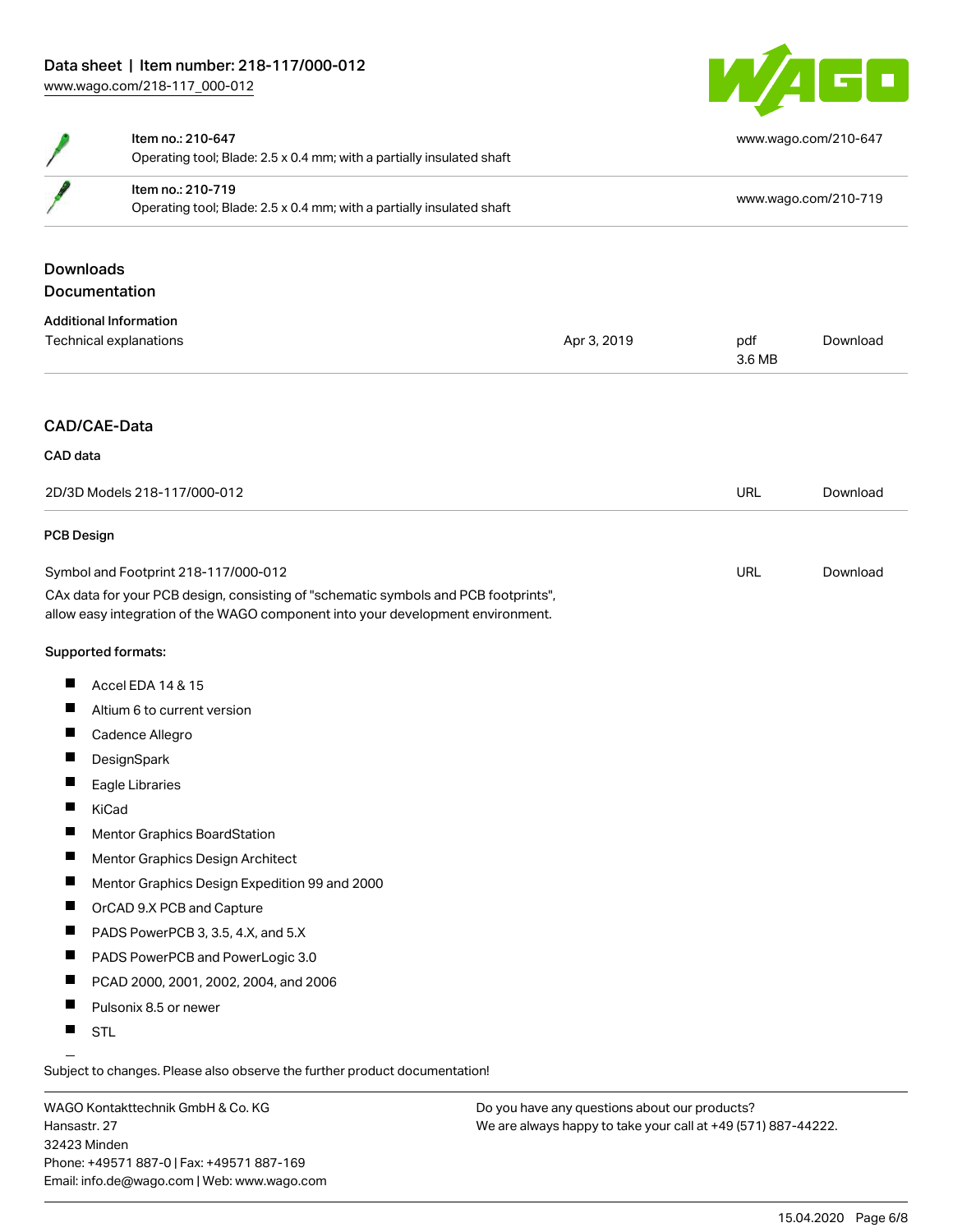| | | |
|---|---|---|
| | Item no.: 210-647<br>Operating tool; Blade: 2.5 x 0.4 mm; with a partially insulated shaft | www.wago.com/210-647 |
| | Item no.: 210-719<br>Operating tool; Blade: 2.5 x 0.4 mm; with a partially insulated shaft | www.wago.com/210-719 |

## Downloads

### Documentation

**Additional Information**

| | | | |
|---|---|---|---|
| Technical explanations | Apr 3, 2019 | pdf<br>3.6 MB | Download |

## CAD/CAE-Data

**CAD data**

| | | |
|---|---|---|
| 2D/3D Models 218-117/000-012 | URL | Download |

**PCB Design**

| | | |
|---|---|---|
| Symbol and Footprint 218-117/000-012 | URL | Download |

CAx data for your PCB design, consisting of "schematic symbols and PCB footprints", allow easy integration of the WAGO component into your development environment.

**Supported formats:**

- Accel EDA 14 & 15
- Altium 6 to current version
- Cadence Allegro
- DesignSpark
- Eagle Libraries
- KiCad
- Mentor Graphics BoardStation
- Mentor Graphics Design Architect
- Mentor Graphics Design Expedition 99 and 2000
- OrCAD 9.X PCB and Capture
- PADS PowerPCB 3, 3.5, 4.X, and 5.X
- PADS PowerPCB and PowerLogic 3.0
- PCAD 2000, 2001, 2002, 2004, and 2006
- Pulsonix 8.5 or newer
- STL

Subject to changes. Please also observe the further product documentation!

WAGO Kontakttechnik GmbH & Co. KG
Hansastr. 27
32423 Minden
Phone: +49571 887-0 | Fax: +49571 887-169
Email: info.de@wago.com | Web: www.wago.com

Do you have any questions about our products?
We are always happy to take your call at +49 (571) 887-44222.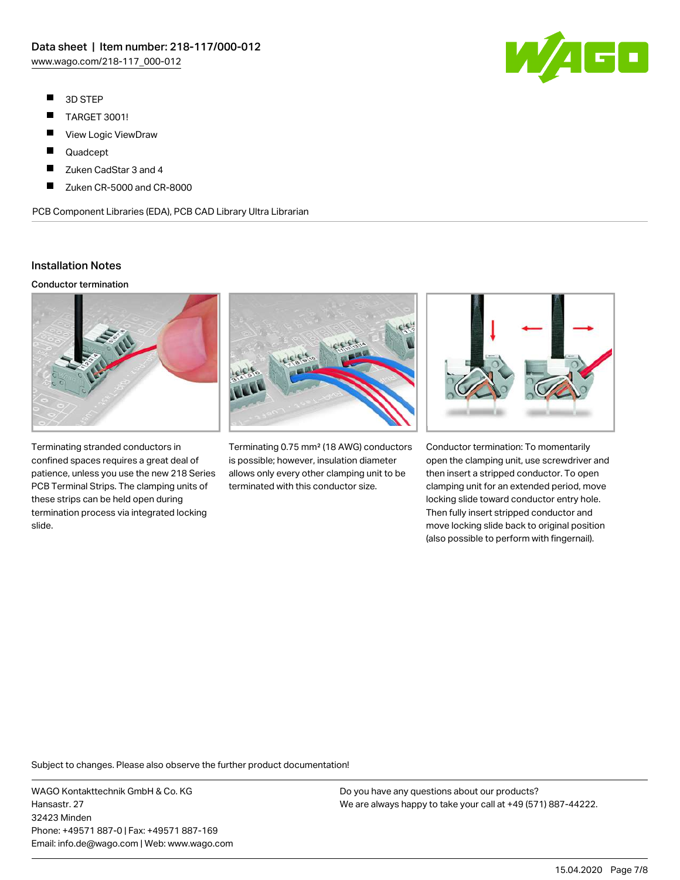- 3D STEP
- TARGET 3001!
- View Logic ViewDraw
- Quadcept
- Zuken CadStar 3 and 4
- Zuken CR-5000 and CR-8000

PCB Component Libraries (EDA), PCB CAD Library Ultra Librarian

## Installation Notes

### Conductor termination

Terminating stranded conductors in confined spaces requires a great deal of patience, unless you use the new 218 Series PCB Terminal Strips. The clamping units of these strips can be held open during termination process via integrated locking slide.

Terminating 0.75 mm² (18 AWG) conductors is possible; however, insulation diameter allows only every other clamping unit to be terminated with this conductor size.

Conductor termination: To momentarily open the clamping unit, use screwdriver and then insert a stripped conductor. To open clamping unit for an extended period, move locking slide toward conductor entry hole. Then fully insert stripped conductor and move locking slide back to original position (also possible to perform with fingernail).

Subject to changes. Please also observe the further product documentation!

WAGO Kontakttechnik GmbH & Co. KG
Hansastr. 27
32423 Minden
Phone: +49571 887-0 | Fax: +49571 887-169
Email: info.de@wago.com | Web: www.wago.com

Do you have any questions about our products?
We are always happy to take your call at +49 (571) 887-44222.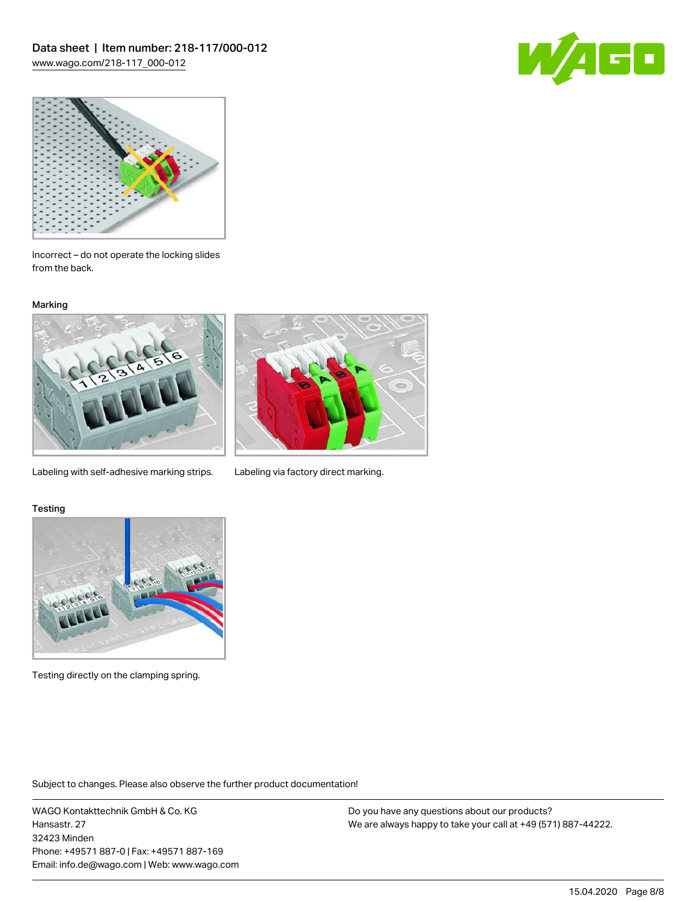Incorrect – do not operate the locking slides from the back.

## Marking

Labeling with self-adhesive marking strips.

Labeling via factory direct marking.

## Testing

Testing directly on the clamping spring.

Subject to changes. Please also observe the further product documentation!

WAGO Kontakttechnik GmbH & Co. KG
Hansastr. 27
32423 Minden
Phone: +49571 887-0 | Fax: +49571 887-169
Email: info.de@wago.com | Web: www.wago.com

Do you have any questions about our products?
We are always happy to take your call at +49 (571) 887-44222.